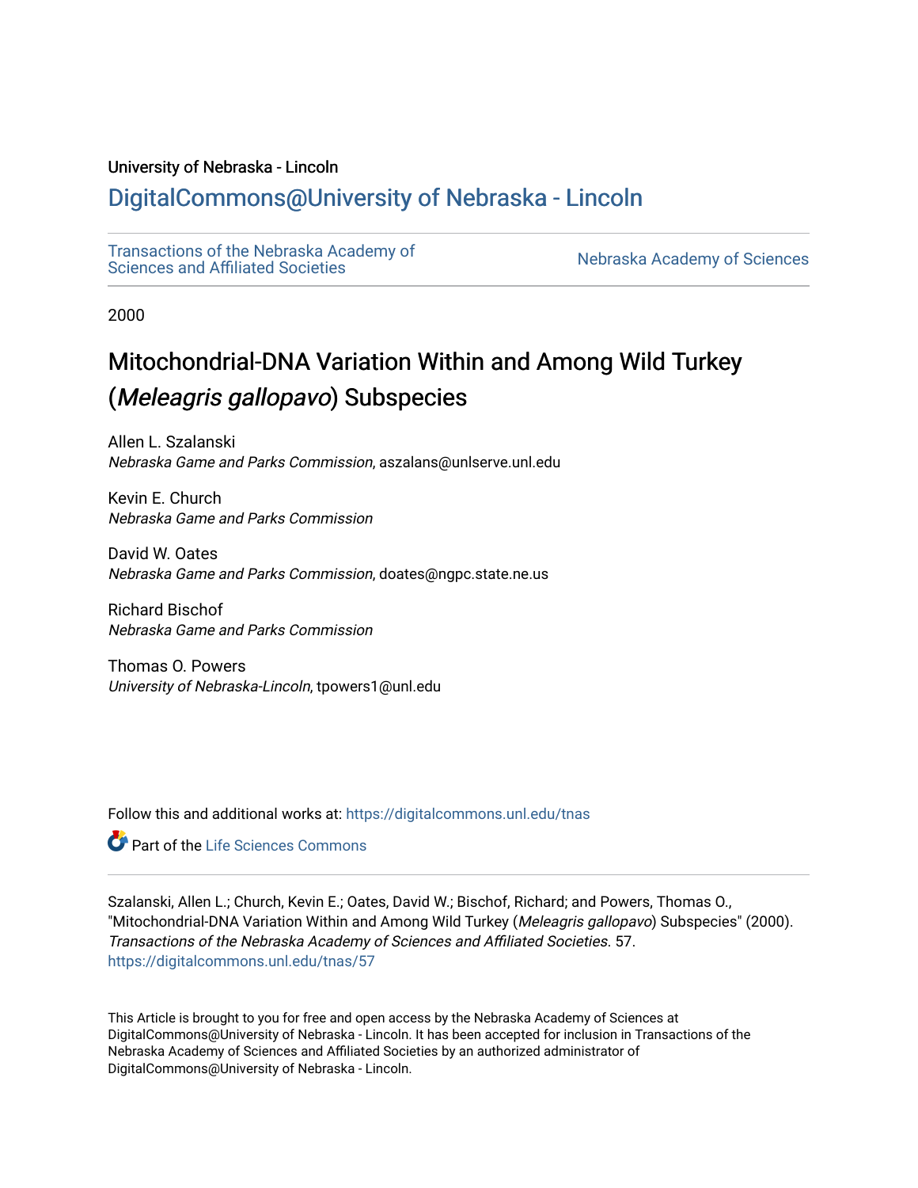University of Nebraska - Lincoln

# DigitalCommons@University of Nebraska - Lincoln

Transactions of the Nebraska Academy of Sciences and Affiliated Societies

Nebraska Academy of Sciences

2000

# Mitochondrial-DNA Variation Within and Among Wild Turkey (*Meleagris gallopavo*) Subspecies

Allen L. Szalanski
*Nebraska Game and Parks Commission*, aszalans@unlserve.unl.edu

Kevin E. Church
*Nebraska Game and Parks Commission*

David W. Oates
*Nebraska Game and Parks Commission*, doates@ngpc.state.ne.us

Richard Bischof
*Nebraska Game and Parks Commission*

Thomas O. Powers
*University of Nebraska-Lincoln*, tpowers1@unl.edu

Follow this and additional works at: https://digitalcommons.unl.edu/tnas

Part of the Life Sciences Commons

Szalanski, Allen L.; Church, Kevin E.; Oates, David W.; Bischof, Richard; and Powers, Thomas O., "Mitochondrial-DNA Variation Within and Among Wild Turkey (*Meleagris gallopavo*) Subspecies" (2000). *Transactions of the Nebraska Academy of Sciences and Affiliated Societies*. 57.
https://digitalcommons.unl.edu/tnas/57

This Article is brought to you for free and open access by the Nebraska Academy of Sciences at DigitalCommons@University of Nebraska - Lincoln. It has been accepted for inclusion in Transactions of the Nebraska Academy of Sciences and Affiliated Societies by an authorized administrator of DigitalCommons@University of Nebraska - Lincoln.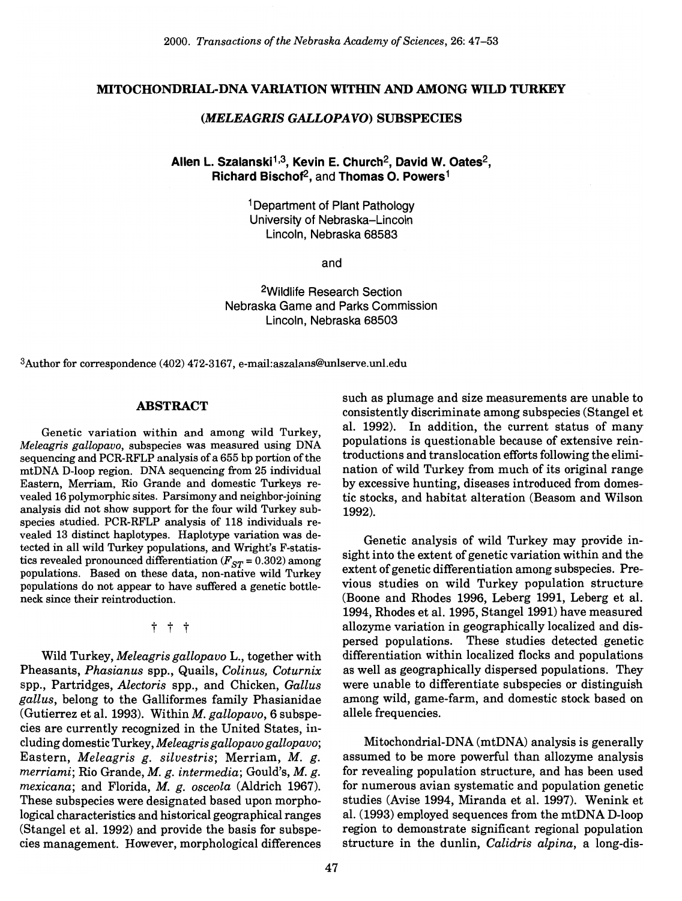# MITOCHONDRIAL-DNA VARIATION WITHIN AND AMONG WILD TURKEY (*MELEAGRIS GALLOPAVO*) SUBSPECIES

**Allen L. Szalanski[1,3], Kevin E. Church[2], David W. Oates[2], Richard Bischof[2], and Thomas O. Powers[1]**

[1]Department of Plant Pathology
University of Nebraska–Lincoln
Lincoln, Nebraska 68583

and

[2]Wildlife Research Section
Nebraska Game and Parks Commission
Lincoln, Nebraska 68503

[3]Author for correspondence (402) 472-3167, e-mail:aszalans@unlserve.unl.edu

## ABSTRACT

Genetic variation within and among wild Turkey, *Meleagris gallopavo*, subspecies was measured using DNA sequencing and PCR-RFLP analysis of a 655 bp portion of the mtDNA D-loop region. DNA sequencing from 25 individual Eastern, Merriam, Rio Grande and domestic Turkeys revealed 16 polymorphic sites. Parsimony and neighbor-joining analysis did not show support for the four wild Turkey subspecies studied. PCR-RFLP analysis of 118 individuals revealed 13 distinct haplotypes. Haplotype variation was detected in all wild Turkey populations, and Wright's F-statistics revealed pronounced differentiation ($F_{ST} = 0.302$) among populations. Based on these data, non-native wild Turkey populations do not appear to have suffered a genetic bottleneck since their reintroduction.

† † †

Wild Turkey, *Meleagris gallopavo* L., together with Pheasants, *Phasianus* spp., Quails, *Colinus, Coturnix* spp., Partridges, *Alectoris* spp., and Chicken, *Gallus gallus*, belong to the Galliformes family Phasianidae (Gutierrez et al. 1993). Within *M. gallopavo*, 6 subspecies are currently recognized in the United States, including domestic Turkey, *Meleagris gallopavo gallopavo*; Eastern, *Meleagris g. silvestris*; Merriam, *M. g. merriami*; Rio Grande, *M. g. intermedia*; Gould's, *M. g. mexicana*; and Florida, *M. g. osceola* (Aldrich 1967). These subspecies were designated based upon morphological characteristics and historical geographical ranges (Stangel et al. 1992) and provide the basis for subspecies management. However, morphological differences such as plumage and size measurements are unable to consistently discriminate among subspecies (Stangel et al. 1992). In addition, the current status of many populations is questionable because of extensive reintroductions and translocation efforts following the elimination of wild Turkey from much of its original range by excessive hunting, diseases introduced from domestic stocks, and habitat alteration (Beasom and Wilson 1992).

Genetic analysis of wild Turkey may provide insight into the extent of genetic variation within and the extent of genetic differentiation among subspecies. Previous studies on wild Turkey population structure (Boone and Rhodes 1996, Leberg 1991, Leberg et al. 1994, Rhodes et al. 1995, Stangel 1991) have measured allozyme variation in geographically localized and dispersed populations. These studies detected genetic differentiation within localized flocks and populations as well as geographically dispersed populations. They were unable to differentiate subspecies or distinguish among wild, game-farm, and domestic stock based on allele frequencies.

Mitochondrial-DNA (mtDNA) analysis is generally assumed to be more powerful than allozyme analysis for revealing population structure, and has been used for numerous avian systematic and population genetic studies (Avise 1994, Miranda et al. 1997). Wenink et al. (1993) employed sequences from the mtDNA D-loop region to demonstrate significant regional population structure in the dunlin, *Calidris alpina*, a long-dis-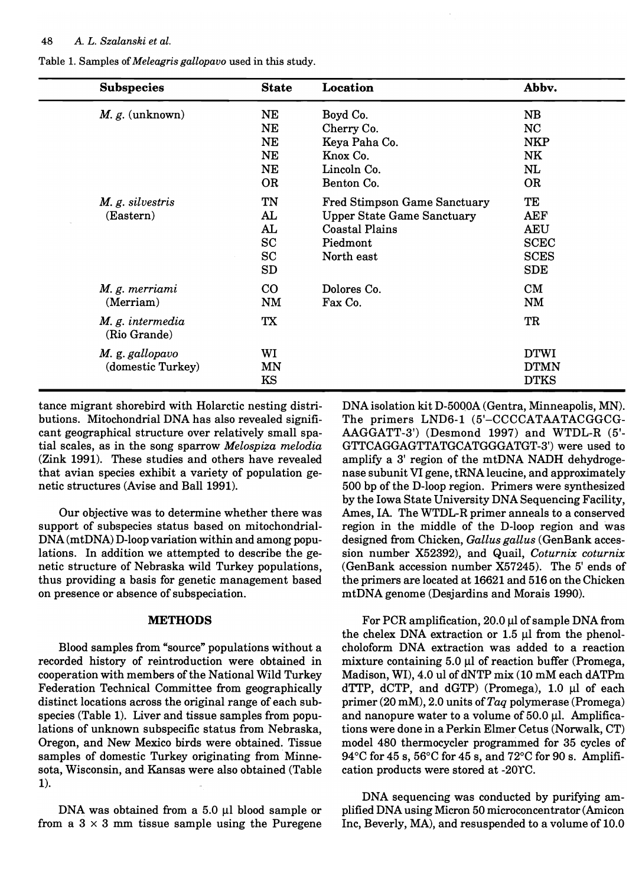Table 1. Samples of *Meleagris gallopavo* used in this study.

| Subspecies | State | Location | Abbv. |
|---|---|---|---|
| *M. g.* (unknown) | NE | Boyd Co. | NB |
| | NE | Cherry Co. | NC |
| | NE | Keya Paha Co. | NKP |
| | NE | Knox Co. | NK |
| | NE | Lincoln Co. | NL |
| | OR | Benton Co. | OR |
| *M. g. silvestris* (Eastern) | TN | Fred Stimpson Game Sanctuary | TE |
| | AL | Upper State Game Sanctuary | AEF |
| | AL | Coastal Plains | AEU |
| | SC | Piedmont | SCEC |
| | SC | North east | SCES |
| | SD | | SDE |
| *M. g. merriami* (Merriam) | CO | Dolores Co. | CM |
| | NM | Fax Co. | NM |
| *M. g. intermedia* (Rio Grande) | TX | | TR |
| *M.* g. *gallopavo* (domestic Turkey) | WI | | DTWI |
| | MN | | DTMN |
| | KS | | DTKS |

tance migrant shorebird with Holarctic nesting distributions. Mitochondrial DNA has also revealed significant geographical structure over relatively small spatial scales, as in the song sparrow *Melospiza melodia* (Zink 1991). These studies and others have revealed that avian species exhibit a variety of population genetic structures (Avise and Ball 1991).

Our objective was to determine whether there was support of subspecies status based on mitochondrial-DNA (mtDNA) D-loop variation within and among populations. In addition we attempted to describe the genetic structure of Nebraska wild Turkey populations, thus providing a basis for genetic management based on presence or absence of subspeciation.

## METHODS

Blood samples from "source" populations without a recorded history of reintroduction were obtained in cooperation with members of the National Wild Turkey Federation Technical Committee from geographically distinct locations across the original range of each subspecies (Table 1). Liver and tissue samples from populations of unknown subspecific status from Nebraska, Oregon, and New Mexico birds were obtained. Tissue samples of domestic Turkey originating from Minnesota, Wisconsin, and Kansas were also obtained (Table 1).

DNA was obtained from a 5.0 µl blood sample or from a 3 × 3 mm tissue sample using the Puregene DNA isolation kit D-5000A (Gentra, Minneapolis, MN). The primers LND6-1 (5'–CCCCATAATACGGCG-AAGGATT-3') (Desmond 1997) and WTDL-R (5'-GTTCAGGAGTTATGCATGGGATGT-3') were used to amplify a 3' region of the mtDNA NADH dehydrogenase subunit VI gene, tRNA leucine, and approximately 500 bp of the D-loop region. Primers were synthesized by the Iowa State University DNA Sequencing Facility, Ames, IA. The WTDL-R primer anneals to a conserved region in the middle of the D-loop region and was designed from Chicken, *Gallus gallus* (GenBank accession number X52392), and Quail, *Coturnix coturnix* (GenBank accession number X57245). The 5' ends of the primers are located at 16621 and 516 on the Chicken mtDNA genome (Desjardins and Morais 1990).

For PCR amplification, 20.0 µl of sample DNA from the chelex DNA extraction or 1.5 µl from the phenol-choloform DNA extraction was added to a reaction mixture containing 5.0 µl of reaction buffer (Promega, Madison, WI), 4.0 ul of dNTP mix (10 mM each dATPm dTTP, dCTP, and dGTP) (Promega), 1.0 µl of each primer (20 mM), 2.0 units of *Taq* polymerase (Promega) and nanopure water to a volume of 50.0 µl. Amplifications were done in a Perkin Elmer Cetus (Norwalk, CT) model 480 thermocycler programmed for 35 cycles of 94°C for 45 s, 56°C for 45 s, and 72°C for 90 s. Amplification products were stored at -20ΥC.

DNA sequencing was conducted by purifying amplified DNA using Micron 50 microconcentrator (Amicon Inc, Beverly, MA), and resuspended to a volume of 10.0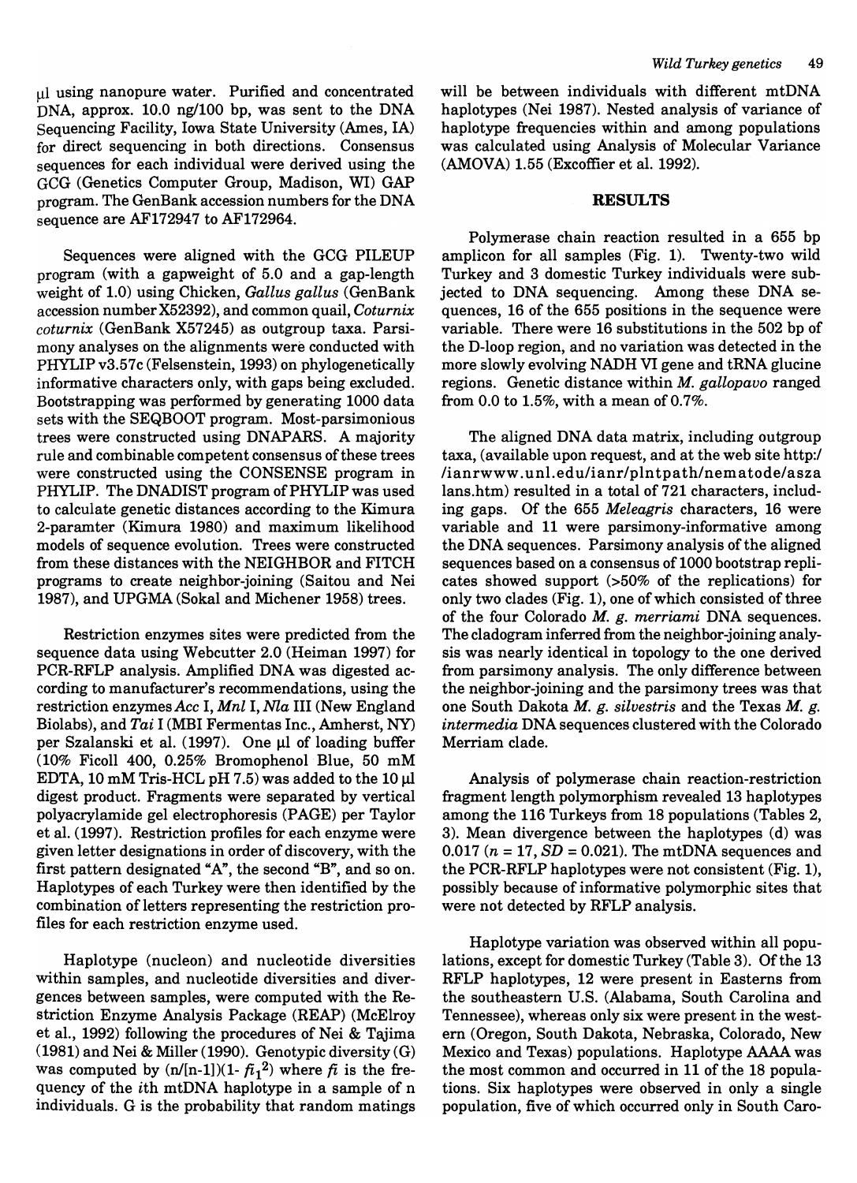μl using nanopure water. Purified and concentrated DNA, approx. 10.0 ng/100 bp, was sent to the DNA Sequencing Facility, Iowa State University (Ames, IA) for direct sequencing in both directions. Consensus sequences for each individual were derived using the GCG (Genetics Computer Group, Madison, WI) GAP program. The GenBank accession numbers for the DNA sequence are AF172947 to AF172964.

Sequences were aligned with the GCG PILEUP program (with a gapweight of 5.0 and a gap-length weight of 1.0) using Chicken, *Gallus gallus* (GenBank accession number X52392), and common quail, *Coturnix coturnix* (GenBank X57245) as outgroup taxa. Parsimony analyses on the alignments were conducted with PHYLIP v3.57c (Felsenstein, 1993) on phylogenetically informative characters only, with gaps being excluded. Bootstrapping was performed by generating 1000 data sets with the SEQBOOT program. Most-parsimonious trees were constructed using DNAPARS. A majority rule and combinable competent consensus of these trees were constructed using the CONSENSE program in PHYLIP. The DNADIST program of PHYLIP was used to calculate genetic distances according to the Kimura 2-paramter (Kimura 1980) and maximum likelihood models of sequence evolution. Trees were constructed from these distances with the NEIGHBOR and FITCH programs to create neighbor-joining (Saitou and Nei 1987), and UPGMA (Sokal and Michener 1958) trees.

Restriction enzymes sites were predicted from the sequence data using Webcutter 2.0 (Heiman 1997) for PCR-RFLP analysis. Amplified DNA was digested according to manufacturer's recommendations, using the restriction enzymes *Acc* I, *Mnl* I, *Nla* III (New England Biolabs), and *Tai* I (MBI Fermentas Inc., Amherst, NY) per Szalanski et al. (1997). One μl of loading buffer (10% Ficoll 400, 0.25% Bromophenol Blue, 50 mM EDTA, 10 mM Tris-HCL pH 7.5) was added to the 10 μl digest product. Fragments were separated by vertical polyacrylamide gel electrophoresis (PAGE) per Taylor et al. (1997). Restriction profiles for each enzyme were given letter designations in order of discovery, with the first pattern designated "A", the second "B", and so on. Haplotypes of each Turkey were then identified by the combination of letters representing the restriction profiles for each restriction enzyme used.

Haplotype (nucleon) and nucleotide diversities within samples, and nucleotide diversities and divergences between samples, were computed with the Restriction Enzyme Analysis Package (REAP) (McElroy et al., 1992) following the procedures of Nei & Tajima (1981) and Nei & Miller (1990). Genotypic diversity (G) was computed by $(n/[n-1])(1- f_{i1}^2)$ where $f_i$ is the frequency of the $i$th mtDNA haplotype in a sample of n individuals. G is the probability that random matings will be between individuals with different mtDNA haplotypes (Nei 1987). Nested analysis of variance of haplotype frequencies within and among populations was calculated using Analysis of Molecular Variance (AMOVA) 1.55 (Excoffier et al. 1992).

## RESULTS

Polymerase chain reaction resulted in a 655 bp amplicon for all samples (Fig. 1). Twenty-two wild Turkey and 3 domestic Turkey individuals were subjected to DNA sequencing. Among these DNA sequences, 16 of the 655 positions in the sequence were variable. There were 16 substitutions in the 502 bp of the D-loop region, and no variation was detected in the more slowly evolving NADH VI gene and tRNA glucine regions. Genetic distance within *M. gallopavo* ranged from 0.0 to 1.5%, with a mean of 0.7%.

The aligned DNA data matrix, including outgroup taxa, (available upon request, and at the web site http://ianrwww.unl.edu/ianr/plntpath/nematode/aszalans.htm) resulted in a total of 721 characters, including gaps. Of the 655 *Meleagris* characters, 16 were variable and 11 were parsimony-informative among the DNA sequences. Parsimony analysis of the aligned sequences based on a consensus of 1000 bootstrap replicates showed support (>50% of the replications) for only two clades (Fig. 1), one of which consisted of three of the four Colorado *M. g. merriami* DNA sequences. The cladogram inferred from the neighbor-joining analysis was nearly identical in topology to the one derived from parsimony analysis. The only difference between the neighbor-joining and the parsimony trees was that one South Dakota *M. g. silvestris* and the Texas *M. g. intermedia* DNA sequences clustered with the Colorado Merriam clade.

Analysis of polymerase chain reaction-restriction fragment length polymorphism revealed 13 haplotypes among the 116 Turkeys from 18 populations (Tables 2, 3). Mean divergence between the haplotypes (d) was 0.017 ($n = 17$, $SD = 0.021$). The mtDNA sequences and the PCR-RFLP haplotypes were not consistent (Fig. 1), possibly because of informative polymorphic sites that were not detected by RFLP analysis.

Haplotype variation was observed within all populations, except for domestic Turkey (Table 3). Of the 13 RFLP haplotypes, 12 were present in Easterns from the southeastern U.S. (Alabama, South Carolina and Tennessee), whereas only six were present in the western (Oregon, South Dakota, Nebraska, Colorado, New Mexico and Texas) populations. Haplotype AAAA was the most common and occurred in 11 of the 18 populations. Six haplotypes were observed in only a single population, five of which occurred only in South Caro-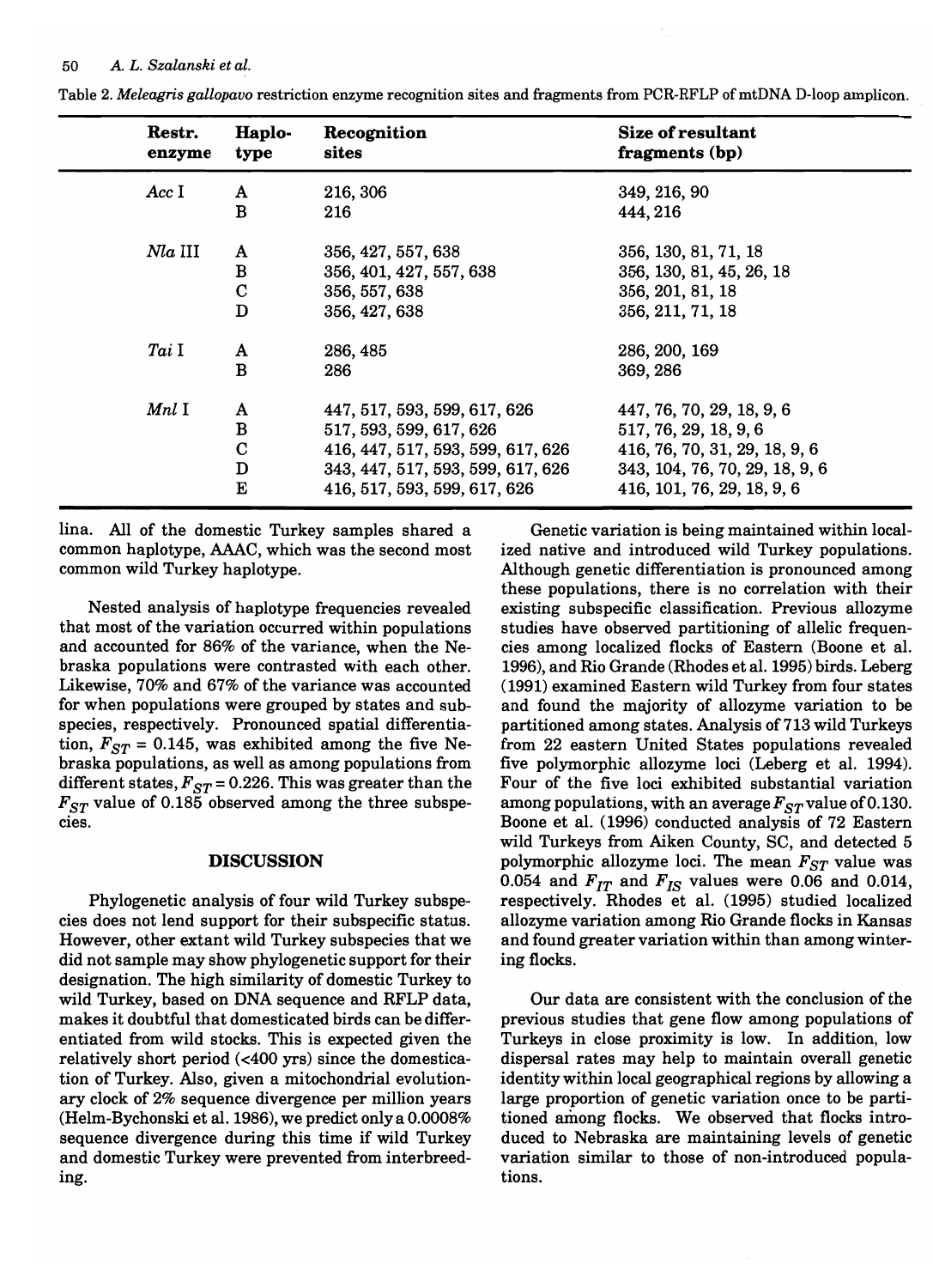Table 2. *Meleagris gallopavo* restriction enzyme recognition sites and fragments from PCR-RFLP of mtDNA D-loop amplicon.

| Restr. enzyme | Haplo-type | Recognition sites | Size of resultant fragments (bp) |
|---|---|---|---|
| *Acc* I | A | 216, 306 | 349, 216, 90 |
| | B | 216 | 444, 216 |
| *Nla* III | A | 356, 427, 557, 638 | 356, 130, 81, 71, 18 |
| | B | 356, 401, 427, 557, 638 | 356, 130, 81, 45, 26, 18 |
| | C | 356, 557, 638 | 356, 201, 81, 18 |
| | D | 356, 427, 638 | 356, 211, 71, 18 |
| *Tai* I | A | 286, 485 | 286, 200, 169 |
| | B | 286 | 369, 286 |
| *Mnl* I | A | 447, 517, 593, 599, 617, 626 | 447, 76, 70, 29, 18, 9, 6 |
| | B | 517, 593, 599, 617, 626 | 517, 76, 29, 18, 9, 6 |
| | C | 416, 447, 517, 593, 599, 617, 626 | 416, 76, 70, 31, 29, 18, 9, 6 |
| | D | 343, 447, 517, 593, 599, 617, 626 | 343, 104, 76, 70, 29, 18, 9, 6 |
| | E | 416, 517, 593, 599, 617, 626 | 416, 101, 76, 29, 18, 9, 6 |

lina. All of the domestic Turkey samples shared a common haplotype, AAAC, which was the second most common wild Turkey haplotype.

Nested analysis of haplotype frequencies revealed that most of the variation occurred within populations and accounted for 86% of the variance, when the Nebraska populations were contrasted with each other. Likewise, 70% and 67% of the variance was accounted for when populations were grouped by states and subspecies, respectively. Pronounced spatial differentiation, $F_{ST}$ = 0.145, was exhibited among the five Nebraska populations, as well as among populations from different states, $F_{ST}$ = 0.226. This was greater than the $F_{ST}$ value of 0.185 observed among the three subspecies.

## DISCUSSION

Phylogenetic analysis of four wild Turkey subspecies does not lend support for their subspecific status. However, other extant wild Turkey subspecies that we did not sample may show phylogenetic support for their designation. The high similarity of domestic Turkey to wild Turkey, based on DNA sequence and RFLP data, makes it doubtful that domesticated birds can be differentiated from wild stocks. This is expected given the relatively short period (<400 yrs) since the domestication of Turkey. Also, given a mitochondrial evolutionary clock of 2% sequence divergence per million years (Helm-Bychonski et al. 1986), we predict only a 0.0008% sequence divergence during this time if wild Turkey and domestic Turkey were prevented from interbreeding.

Genetic variation is being maintained within localized native and introduced wild Turkey populations. Although genetic differentiation is pronounced among these populations, there is no correlation with their existing subspecific classification. Previous allozyme studies have observed partitioning of allelic frequencies among localized flocks of Eastern (Boone et al. 1996), and Rio Grande (Rhodes et al. 1995) birds. Leberg (1991) examined Eastern wild Turkey from four states and found the majority of allozyme variation to be partitioned among states. Analysis of 713 wild Turkeys from 22 eastern United States populations revealed five polymorphic allozyme loci (Leberg et al. 1994). Four of the five loci exhibited substantial variation among populations, with an average $F_{ST}$ value of 0.130. Boone et al. (1996) conducted analysis of 72 Eastern wild Turkeys from Aiken County, SC, and detected 5 polymorphic allozyme loci. The mean $F_{ST}$ value was 0.054 and $F_{IT}$ and $F_{IS}$ values were 0.06 and 0.014, respectively. Rhodes et al. (1995) studied localized allozyme variation among Rio Grande flocks in Kansas and found greater variation within than among wintering flocks.

Our data are consistent with the conclusion of the previous studies that gene flow among populations of Turkeys in close proximity is low. In addition, low dispersal rates may help to maintain overall genetic identity within local geographical regions by allowing a large proportion of genetic variation once to be partitioned among flocks. We observed that flocks introduced to Nebraska are maintaining levels of genetic variation similar to those of non-introduced populations.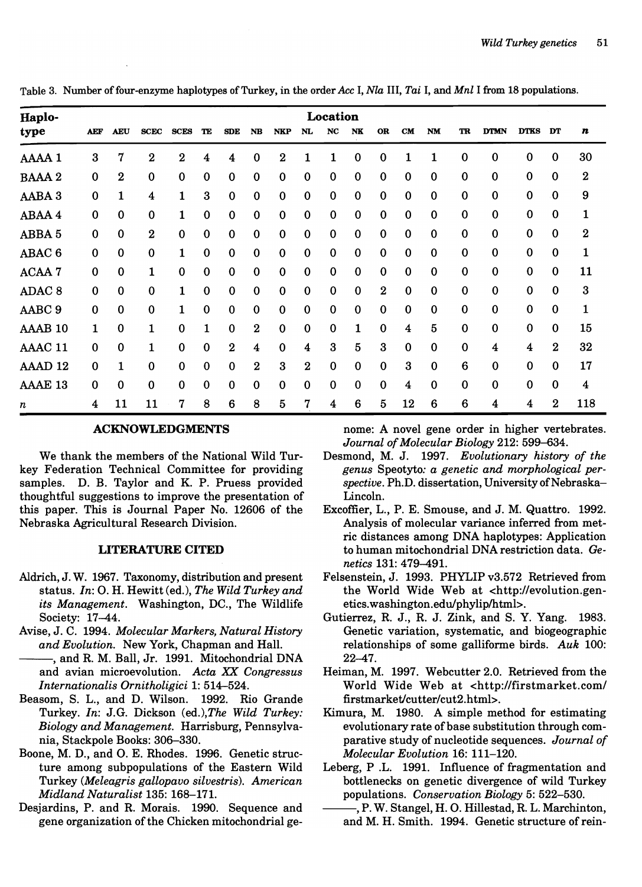Table 3. Number of four-enzyme haplotypes of Turkey, in the order *Acc* I, *Nla* III, *Tai* I, and *Mnl* I from 18 populations.

| Haplo-type | Location | | | | | | | | | | | | | | | | | | |
|---|---|---|---|---|---|---|---|---|---|---|---|---|---|---|---|---|---|---|---|
| | AEF | AEU | SCEC | SCES | TE | SDE | NB | NKP | NL | NC | NK | OR | CM | NM | TR | DTMN | DTKS | DT | *n* |
| AAAA 1 | 3 | 7 | 2 | 2 | 4 | 4 | 0 | 2 | 1 | 1 | 0 | 0 | 1 | 1 | 0 | 0 | 0 | 0 | 30 |
| BAAA 2 | 0 | 2 | 0 | 0 | 0 | 0 | 0 | 0 | 0 | 0 | 0 | 0 | 0 | 0 | 0 | 0 | 0 | 0 | 2 |
| AABA 3 | 0 | 1 | 4 | 1 | 3 | 0 | 0 | 0 | 0 | 0 | 0 | 0 | 0 | 0 | 0 | 0 | 0 | 0 | 9 |
| ABAA 4 | 0 | 0 | 0 | 1 | 0 | 0 | 0 | 0 | 0 | 0 | 0 | 0 | 0 | 0 | 0 | 0 | 0 | 0 | 1 |
| ABBA 5 | 0 | 0 | 2 | 0 | 0 | 0 | 0 | 0 | 0 | 0 | 0 | 0 | 0 | 0 | 0 | 0 | 0 | 0 | 2 |
| ABAC 6 | 0 | 0 | 0 | 1 | 0 | 0 | 0 | 0 | 0 | 0 | 0 | 0 | 0 | 0 | 0 | 0 | 0 | 0 | 1 |
| ACAA 7 | 0 | 0 | 1 | 0 | 0 | 0 | 0 | 0 | 0 | 0 | 0 | 0 | 0 | 0 | 0 | 0 | 0 | 0 | 11 |
| ADAC 8 | 0 | 0 | 0 | 1 | 0 | 0 | 0 | 0 | 0 | 0 | 0 | 2 | 0 | 0 | 0 | 0 | 0 | 0 | 3 |
| AABC 9 | 0 | 0 | 0 | 1 | 0 | 0 | 0 | 0 | 0 | 0 | 0 | 0 | 0 | 0 | 0 | 0 | 0 | 0 | 1 |
| AAAB 10 | 1 | 0 | 1 | 0 | 1 | 0 | 2 | 0 | 0 | 0 | 1 | 0 | 4 | 5 | 0 | 0 | 0 | 0 | 15 |
| AAAC 11 | 0 | 0 | 1 | 0 | 0 | 2 | 4 | 0 | 4 | 3 | 5 | 3 | 0 | 0 | 0 | 4 | 4 | 2 | 32 |
| AAAD 12 | 0 | 1 | 0 | 0 | 0 | 0 | 2 | 3 | 2 | 0 | 0 | 0 | 3 | 0 | 6 | 0 | 0 | 0 | 17 |
| AAAE 13 | 0 | 0 | 0 | 0 | 0 | 0 | 0 | 0 | 0 | 0 | 0 | 0 | 4 | 0 | 0 | 0 | 0 | 0 | 4 |
| *n* | 4 | 11 | 11 | 7 | 8 | 6 | 8 | 5 | 7 | 4 | 6 | 5 | 12 | 6 | 6 | 4 | 4 | 2 | 118 |

## ACKNOWLEDGMENTS

We thank the members of the National Wild Turkey Federation Technical Committee for providing samples. D. B. Taylor and K. P. Pruess provided thoughtful suggestions to improve the presentation of this paper. This is Journal Paper No. 12606 of the Nebraska Agricultural Research Division.

## LITERATURE CITED

Aldrich, J. W. 1967. Taxonomy, distribution and present status. *In*: O. H. Hewitt (ed.), *The Wild Turkey and its Management*. Washington, DC., The Wildlife Society: 17–44.

Avise, J. C. 1994. *Molecular Markers, Natural History and Evolution*. New York, Chapman and Hall.

———, and R. M. Ball, Jr. 1991. Mitochondrial DNA and avian microevolution. *Acta XX Congressus Internationalis Ornithologici* 1: 514–524.

Beasom, S. L., and D. Wilson. 1992. Rio Grande Turkey. *In*: J.G. Dickson (ed.),*The Wild Turkey: Biology and Management*. Harrisburg, Pennsylvania, Stackpole Books: 306–330.

Boone, M. D., and O. E. Rhodes. 1996. Genetic structure among subpopulations of the Eastern Wild Turkey (*Meleagris gallopavo silvestris*). *American Midland Naturalist* 135: 168–171.

Desjardins, P. and R. Morais. 1990. Sequence and gene organization of the Chicken mitochondrial genome: A novel gene order in higher vertebrates. *Journal of Molecular Biology* 212: 599–634.

Desmond, M. J. 1997. *Evolutionary history of the genus* Speotyto*: a genetic and morphological perspective*. Ph.D. dissertation, University of Nebraska–Lincoln.

Excoffier, L., P. E. Smouse, and J. M. Quattro. 1992. Analysis of molecular variance inferred from metric distances among DNA haplotypes: Application to human mitochondrial DNA restriction data. *Genetics* 131: 479–491.

Felsenstein, J. 1993. PHYLIP v3.572 Retrieved from the World Wide Web at <http://evolution.genetics.washington.edu/phylip/html>.

Gutierrez, R. J., R. J. Zink, and S. Y. Yang. 1983. Genetic variation, systematic, and biogeographic relationships of some galliforme birds. *Auk* 100: 22–47.

Heiman, M. 1997. Webcutter 2.0. Retrieved from the World Wide Web at <http://firstmarket.com/firstmarket/cutter/cut2.html>.

Kimura, M. 1980. A simple method for estimating evolutionary rate of base substitution through comparative study of nucleotide sequences. *Journal of Molecular Evolution* 16: 111–120.

Leberg, P .L. 1991. Influence of fragmentation and bottlenecks on genetic divergence of wild Turkey populations. *Conservation Biology* 5: 522–530.

———, P. W. Stangel, H. O. Hillestad, R. L. Marchinton, and M. H. Smith. 1994. Genetic structure of rein-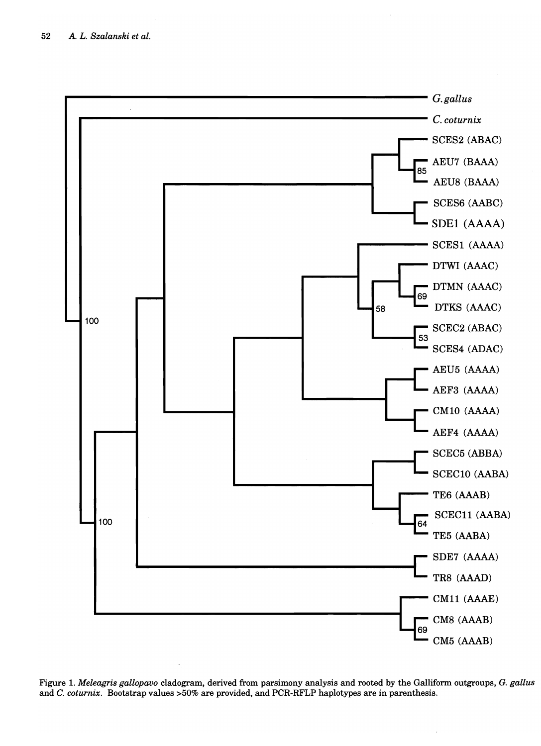Figure 1. *Meleagris gallopavo* cladogram, derived from parsimony analysis and rooted by the Galliform outgroups, *G. gallus* and *C. coturnix*. Bootstrap values >50% are provided, and PCR-RFLP haplotypes are in parenthesis.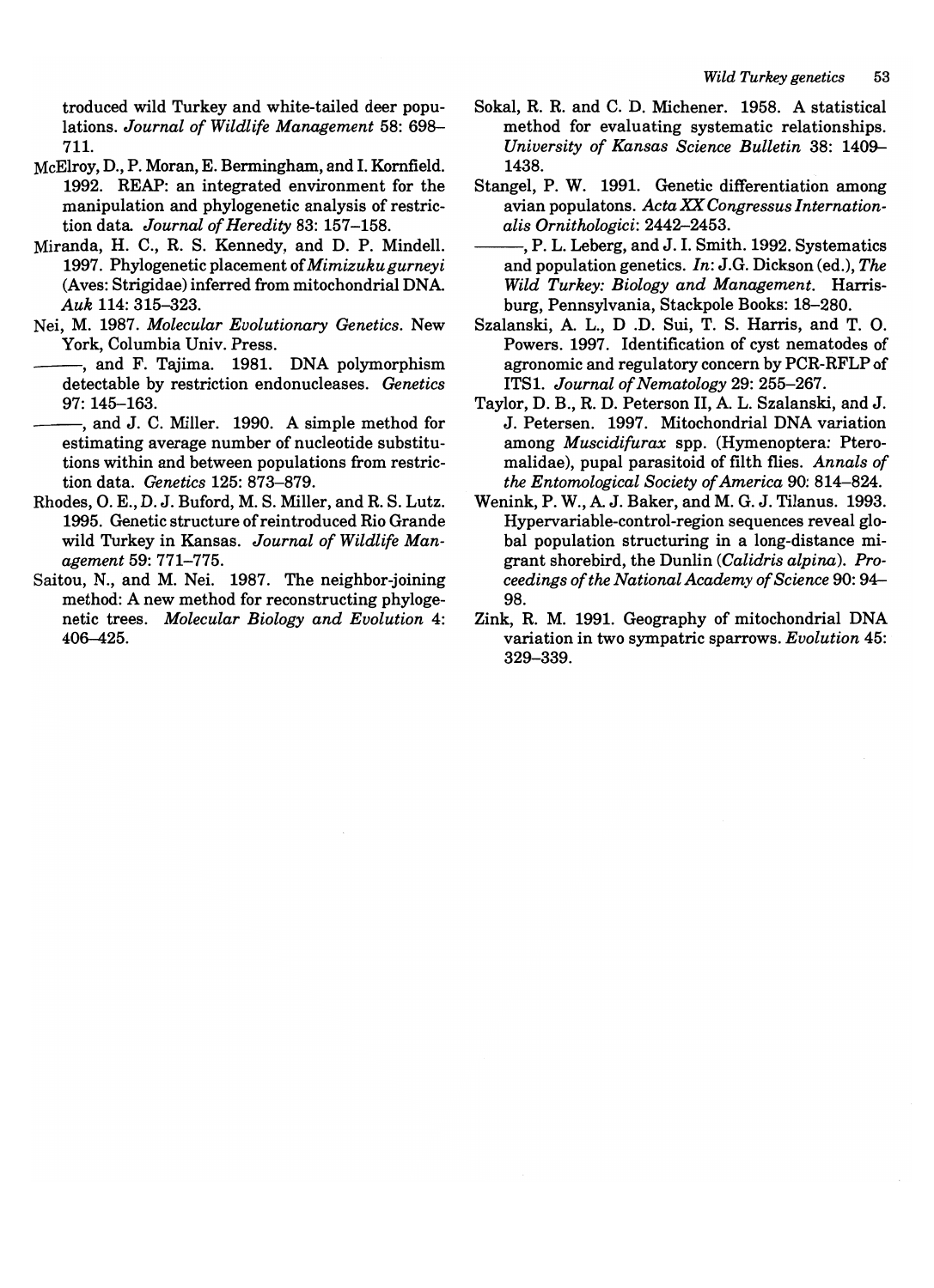troduced wild Turkey and white-tailed deer populations. *Journal of Wildlife Management* 58: 698–711.

McElroy, D., P. Moran, E. Bermingham, and I. Kornfield. 1992. REAP: an integrated environment for the manipulation and phylogenetic analysis of restriction data. *Journal of Heredity* 83: 157–158.

Miranda, H. C., R. S. Kennedy, and D. P. Mindell. 1997. Phylogenetic placement of *Mimizuku gurneyi* (Aves: Strigidae) inferred from mitochondrial DNA. *Auk* 114: 315–323.

Nei, M. 1987. *Molecular Evolutionary Genetics*. New York, Columbia Univ. Press.

———, and F. Tajima. 1981. DNA polymorphism detectable by restriction endonucleases. *Genetics* 97: 145–163.

———, and J. C. Miller. 1990. A simple method for estimating average number of nucleotide substitutions within and between populations from restriction data. *Genetics* 125: 873–879.

Rhodes, O. E., D. J. Buford, M. S. Miller, and R. S. Lutz. 1995. Genetic structure of reintroduced Rio Grande wild Turkey in Kansas. *Journal of Wildlife Management* 59: 771–775.

Saitou, N., and M. Nei. 1987. The neighbor-joining method: A new method for reconstructing phylogenetic trees. *Molecular Biology and Evolution* 4: 406–425.

Sokal, R. R. and C. D. Michener. 1958. A statistical method for evaluating systematic relationships. *University of Kansas Science Bulletin* 38: 1409–1438.

Stangel, P. W. 1991. Genetic differentiation among avian populatons. *Acta XX Congressus Internationalis Ornithologici*: 2442–2453.

———, P. L. Leberg, and J. I. Smith. 1992. Systematics and population genetics. *In*: J.G. Dickson (ed.), *The Wild Turkey: Biology and Management*. Harrisburg, Pennsylvania, Stackpole Books: 18–280.

Szalanski, A. L., D .D. Sui, T. S. Harris, and T. O. Powers. 1997. Identification of cyst nematodes of agronomic and regulatory concern by PCR-RFLP of ITS1. *Journal of Nematology* 29: 255–267.

Taylor, D. B., R. D. Peterson II, A. L. Szalanski, and J. J. Petersen. 1997. Mitochondrial DNA variation among *Muscidifurax* spp. (Hymenoptera: Pteromalidae), pupal parasitoid of filth flies. *Annals of the Entomological Society of America* 90: 814–824.

Wenink, P. W., A. J. Baker, and M. G. J. Tilanus. 1993. Hypervariable-control-region sequences reveal global population structuring in a long-distance migrant shorebird, the Dunlin (*Calidris alpina*). *Proceedings of the National Academy of Science* 90: 94–98.

Zink, R. M. 1991. Geography of mitochondrial DNA variation in two sympatric sparrows. *Evolution* 45: 329–339.